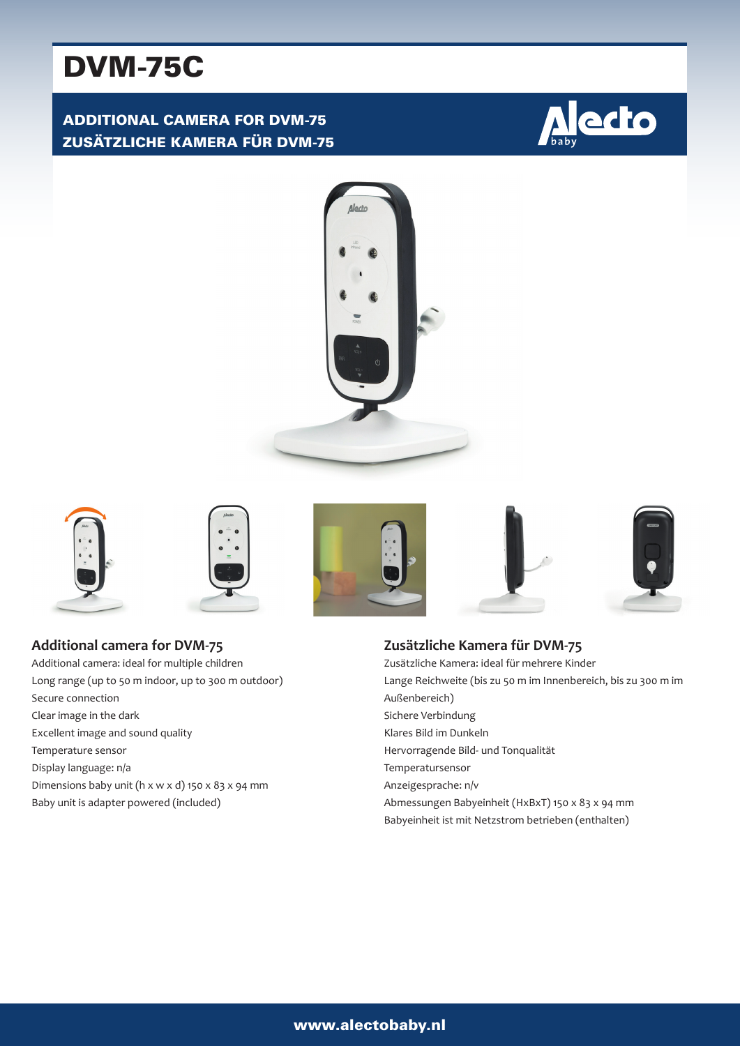# DVM-75C

## ADDITIONAL CAMERA FOR DVM-75
## ZUSÄTZLICHE KAMERA FÜR DVM-75

### Additional camera for DVM-75

Additional camera: ideal for multiple children
Long range (up to 50 m indoor, up to 300 m outdoor)
Secure connection
Clear image in the dark
Excellent image and sound quality
Temperature sensor
Display language: n/a
Dimensions baby unit (h x w x d) 150 x 83 x 94 mm
Baby unit is adapter powered (included)

### Zusätzliche Kamera für DVM-75

Zusätzliche Kamera: ideal für mehrere Kinder
Lange Reichweite (bis zu 50 m im Innenbereich, bis zu 300 m im Außenbereich)
Sichere Verbindung
Klares Bild im Dunkeln
Hervorragende Bild- und Tonqualität
Temperatursensor
Anzeigesprache: n/v
Abmessungen Babyeinheit (HxBxT) 150 x 83 x 94 mm
Babyeinheit ist mit Netzstrom betrieben (enthalten)

www.alectobaby.nl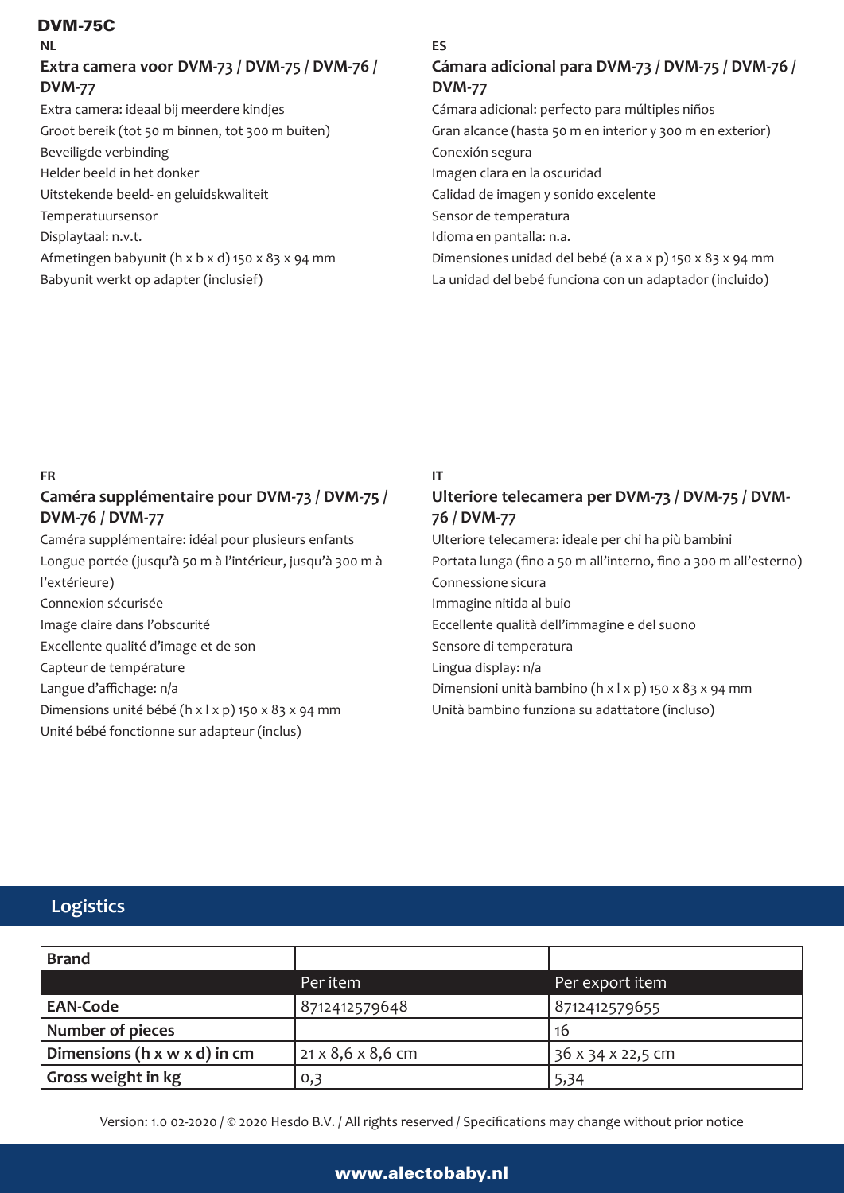# DVM-75C

**NL**

## Extra camera voor DVM-73 / DVM-75 / DVM-76 / DVM-77

Extra camera: ideaal bij meerdere kindjes
Groot bereik (tot 50 m binnen, tot 300 m buiten)
Beveiligde verbinding
Helder beeld in het donker
Uitstekende beeld- en geluidskwaliteit
Temperatuursensor
Displaytaal: n.v.t.
Afmetingen babyunit (h x b x d) 150 x 83 x 94 mm
Babyunit werkt op adapter (inclusief)

**ES**

## Cámara adicional para DVM-73 / DVM-75 / DVM-76 / DVM-77

Cámara adicional: perfecto para múltiples niños
Gran alcance (hasta 50 m en interior y 300 m en exterior)
Conexión segura
Imagen clara en la oscuridad
Calidad de imagen y sonido excelente
Sensor de temperatura
Idioma en pantalla: n.a.
Dimensiones unidad del bebé (a x a x p) 150 x 83 x 94 mm
La unidad del bebé funciona con un adaptador (incluido)

**FR**

## Caméra supplémentaire pour DVM-73 / DVM-75 / DVM-76 / DVM-77

Caméra supplémentaire: idéal pour plusieurs enfants
Longue portée (jusqu'à 50 m à l'intérieur, jusqu'à 300 m à l'extérieure)
Connexion sécurisée
Image claire dans l'obscurité
Excellente qualité d'image et de son
Capteur de température
Langue d'affichage: n/a
Dimensions unité bébé (h x l x p) 150 x 83 x 94 mm
Unité bébé fonctionne sur adapteur (inclus)

**IT**

## Ulteriore telecamera per DVM-73 / DVM-75 / DVM-76 / DVM-77

Ulteriore telecamera: ideale per chi ha più bambini
Portata lunga (fino a 50 m all'interno, fino a 300 m all'esterno)
Connessione sicura
Immagine nitida al buio
Eccellente qualità dell'immagine e del suono
Sensore di temperatura
Lingua display: n/a
Dimensioni unità bambino (h x l x p) 150 x 83 x 94 mm
Unità bambino funziona su adattatore (incluso)

## Logistics

| Brand | | |
|---|---|---|
| | Per item | Per export item |
| **EAN-Code** | 8712412579648 | 8712412579655 |
| **Number of pieces** | | 16 |
| **Dimensions (h x w x d) in cm** | 21 x 8,6 x 8,6 cm | 36 x 34 x 22,5 cm |
| **Gross weight in kg** | 0,3 | 5,34 |

Version: 1.0 02-2020 / © 2020 Hesdo B.V. / All rights reserved / Specifications may change without prior notice

www.alectobaby.nl